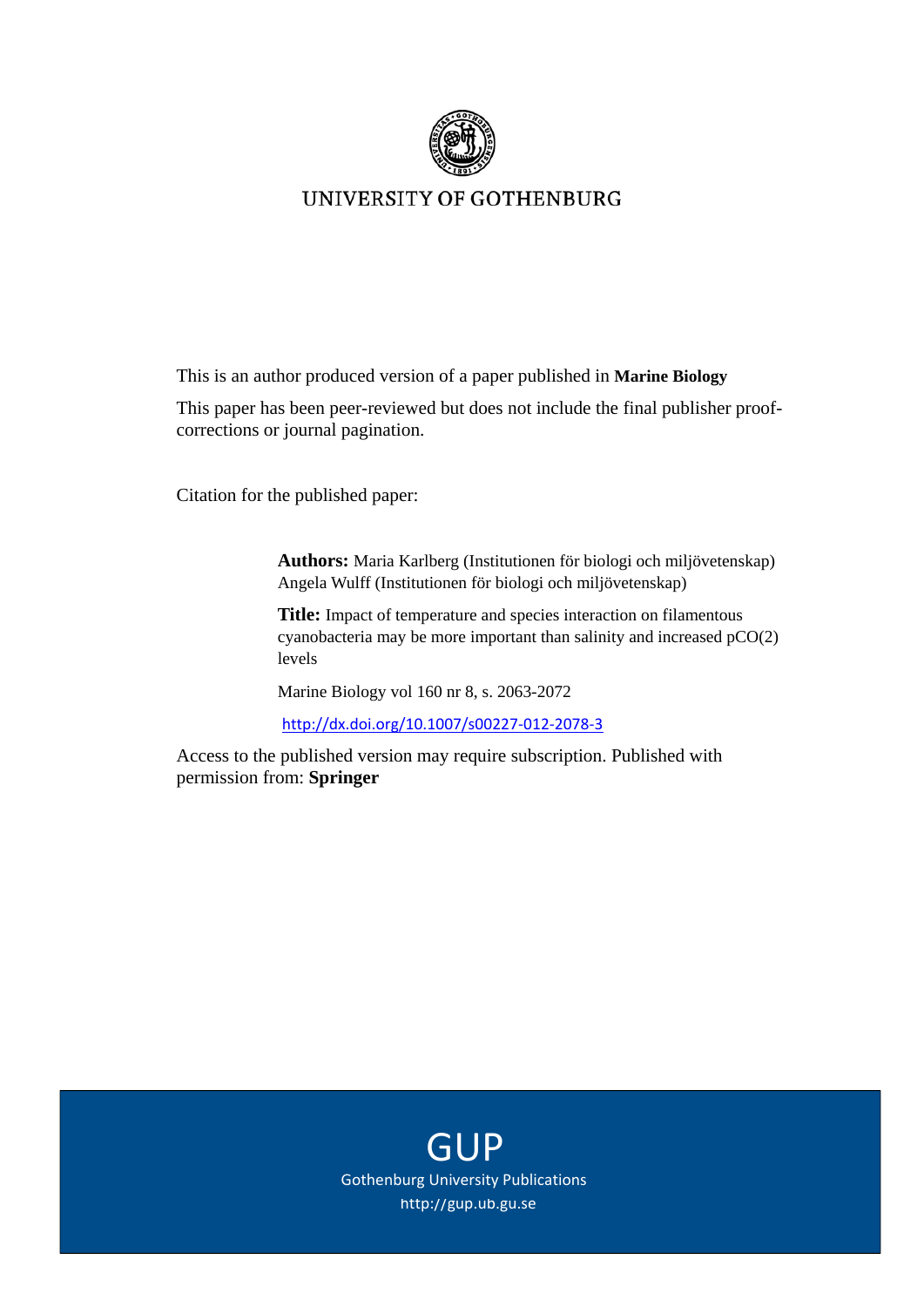UNIVERSITY OF GOTHENBURG

This is an author produced version of a paper published in **Marine Biology**

This paper has been peer-reviewed but does not include the final publisher proof-corrections or journal pagination.

Citation for the published paper:

**Authors:** Maria Karlberg (Institutionen för biologi och miljövetenskap) Angela Wulff (Institutionen för biologi och miljövetenskap)

**Title:** Impact of temperature and species interaction on filamentous cyanobacteria may be more important than salinity and increased pCO(2) levels

Marine Biology vol 160 nr 8, s. 2063-2072

http://dx.doi.org/10.1007/s00227-012-2078-3

Access to the published version may require subscription. Published with permission from: **Springer**

GUP

Gothenburg University Publications

http://gup.ub.gu.se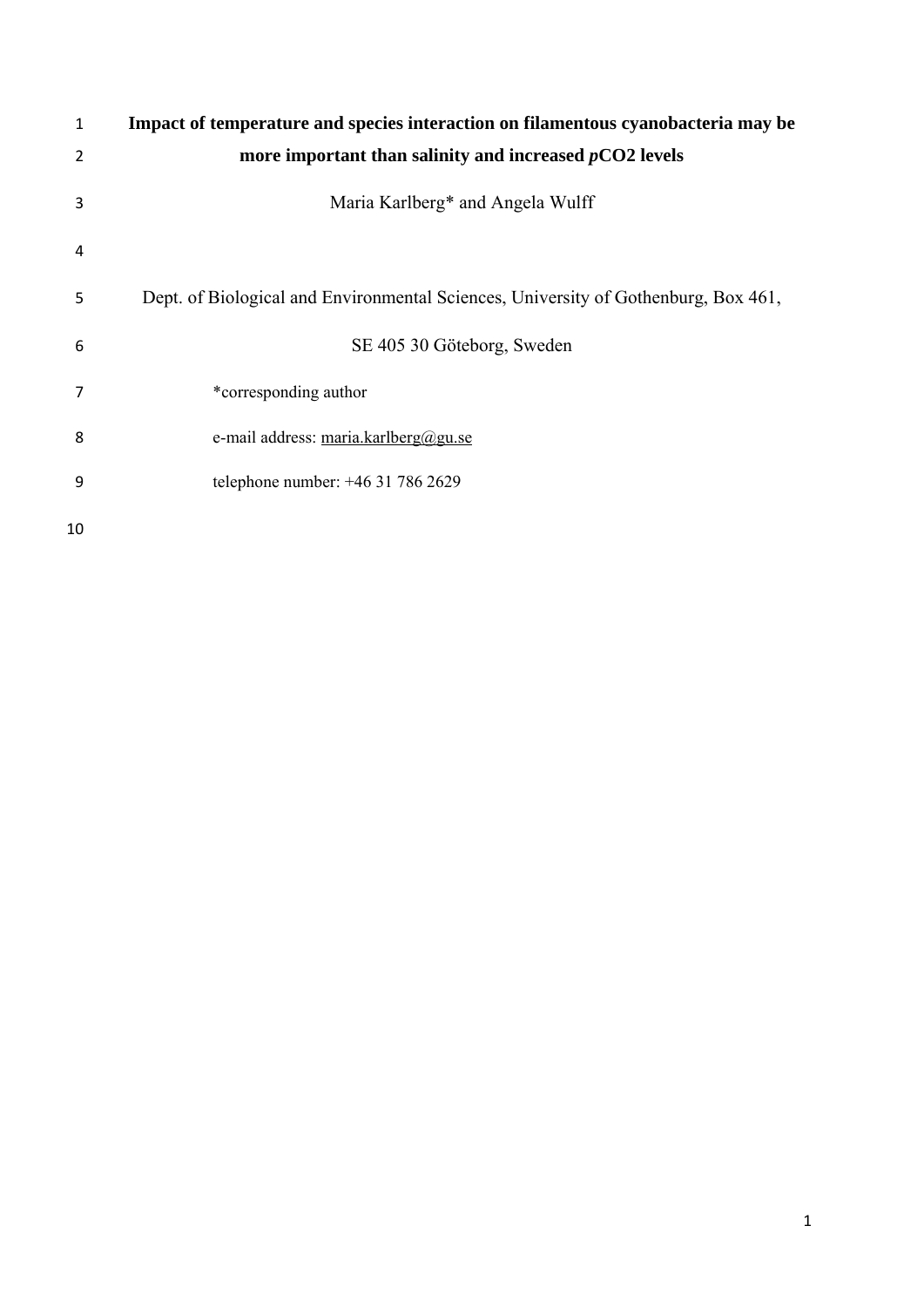# Impact of temperature and species interaction on filamentous cyanobacteria may be more important than salinity and increased *p*CO2 levels

Maria Karlberg* and Angela Wulff

Dept. of Biological and Environmental Sciences, University of Gothenburg, Box 461,

SE 405 30 Göteborg, Sweden

*corresponding author

e-mail address: maria.karlberg@gu.se

telephone number: +46 31 786 2629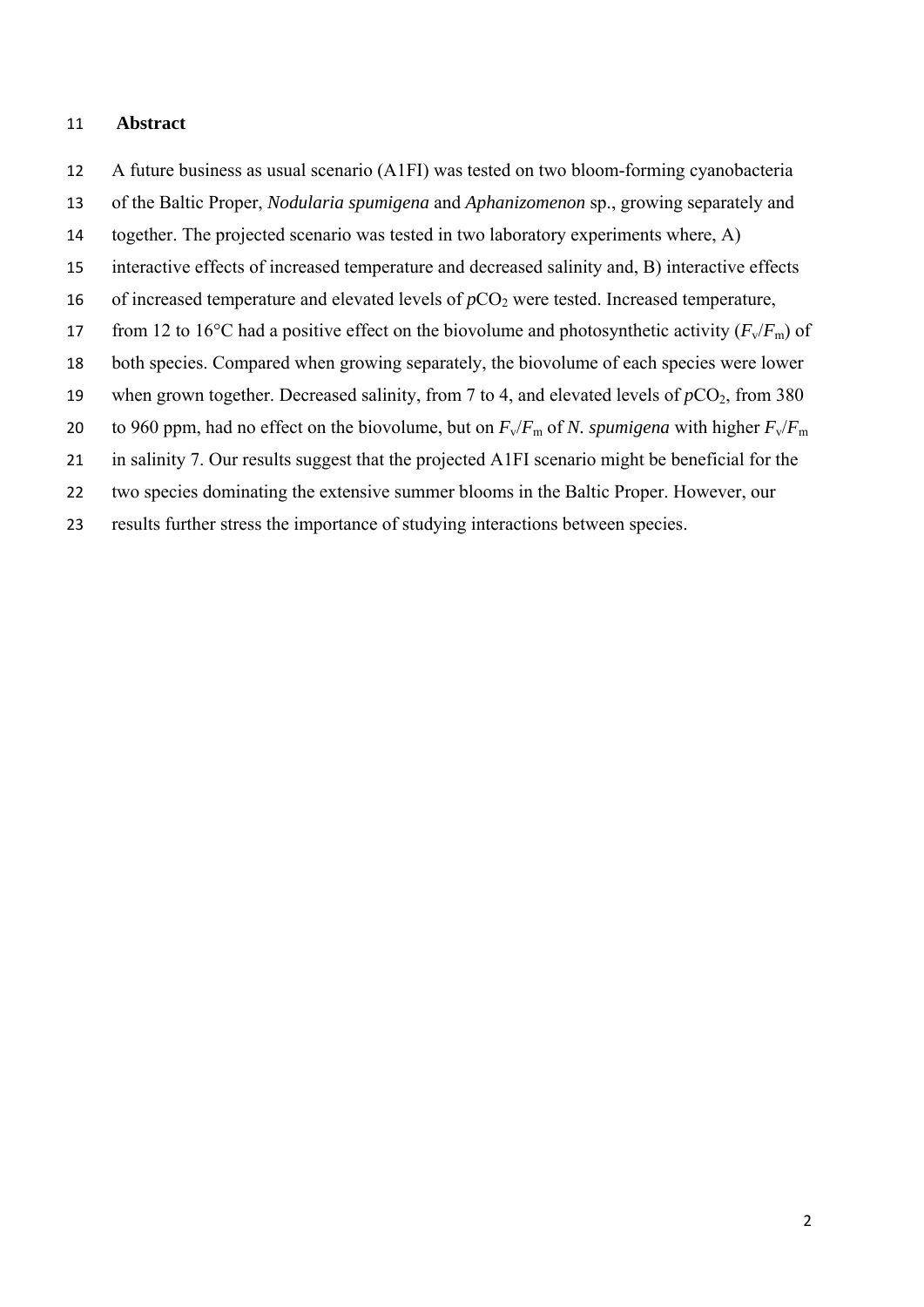## Abstract

A future business as usual scenario (A1FI) was tested on two bloom-forming cyanobacteria of the Baltic Proper, *Nodularia spumigena* and *Aphanizomenon* sp., growing separately and together. The projected scenario was tested in two laboratory experiments where, A) interactive effects of increased temperature and decreased salinity and, B) interactive effects of increased temperature and elevated levels of $pCO_2$ were tested. Increased temperature, from 12 to 16°C had a positive effect on the biovolume and photosynthetic activity ($F_v/F_m$) of both species. Compared when growing separately, the biovolume of each species were lower when grown together. Decreased salinity, from 7 to 4, and elevated levels of $pCO_2$, from 380 to 960 ppm, had no effect on the biovolume, but on $F_v/F_m$ of *N. spumigena* with higher $F_v/F_m$ in salinity 7. Our results suggest that the projected A1FI scenario might be beneficial for the two species dominating the extensive summer blooms in the Baltic Proper. However, our results further stress the importance of studying interactions between species.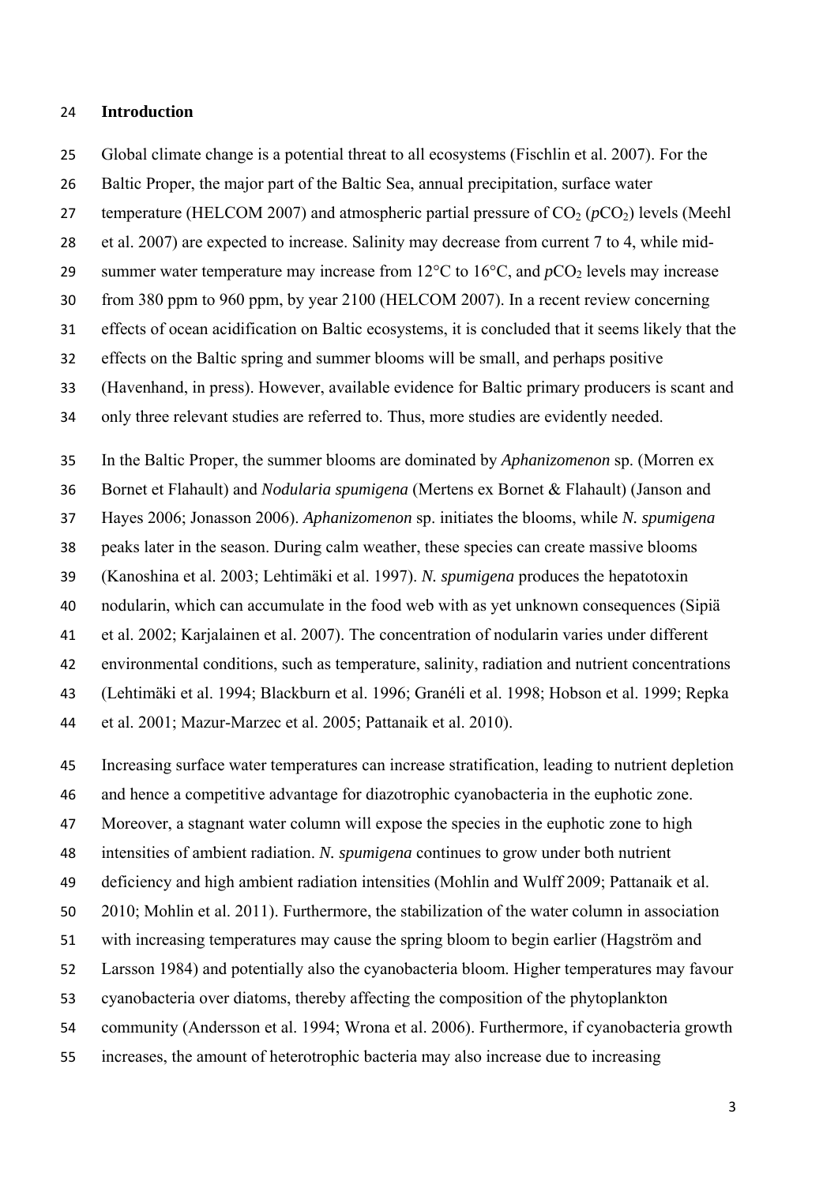## Introduction

Global climate change is a potential threat to all ecosystems (Fischlin et al. 2007). For the Baltic Proper, the major part of the Baltic Sea, annual precipitation, surface water temperature (HELCOM 2007) and atmospheric partial pressure of $CO_2$ ($pCO_2$) levels (Meehl et al. 2007) are expected to increase. Salinity may decrease from current 7 to 4, while mid-summer water temperature may increase from 12°C to 16°C, and $pCO_2$ levels may increase from 380 ppm to 960 ppm, by year 2100 (HELCOM 2007). In a recent review concerning effects of ocean acidification on Baltic ecosystems, it is concluded that it seems likely that the effects on the Baltic spring and summer blooms will be small, and perhaps positive (Havenhand, in press). However, available evidence for Baltic primary producers is scant and only three relevant studies are referred to. Thus, more studies are evidently needed.

In the Baltic Proper, the summer blooms are dominated by *Aphanizomenon* sp. (Morren ex Bornet et Flahault) and *Nodularia spumigena* (Mertens ex Bornet & Flahault) (Janson and Hayes 2006; Jonasson 2006). *Aphanizomenon* sp. initiates the blooms, while *N. spumigena* peaks later in the season. During calm weather, these species can create massive blooms (Kanoshina et al. 2003; Lehtimäki et al. 1997). *N. spumigena* produces the hepatotoxin nodularin, which can accumulate in the food web with as yet unknown consequences (Sipiä et al. 2002; Karjalainen et al. 2007). The concentration of nodularin varies under different environmental conditions, such as temperature, salinity, radiation and nutrient concentrations (Lehtimäki et al. 1994; Blackburn et al. 1996; Granéli et al. 1998; Hobson et al. 1999; Repka et al. 2001; Mazur-Marzec et al. 2005; Pattanaik et al. 2010).

Increasing surface water temperatures can increase stratification, leading to nutrient depletion and hence a competitive advantage for diazotrophic cyanobacteria in the euphotic zone. Moreover, a stagnant water column will expose the species in the euphotic zone to high intensities of ambient radiation. *N. spumigena* continues to grow under both nutrient deficiency and high ambient radiation intensities (Mohlin and Wulff 2009; Pattanaik et al. 2010; Mohlin et al. 2011). Furthermore, the stabilization of the water column in association with increasing temperatures may cause the spring bloom to begin earlier (Hagström and Larsson 1984) and potentially also the cyanobacteria bloom. Higher temperatures may favour cyanobacteria over diatoms, thereby affecting the composition of the phytoplankton community (Andersson et al. 1994; Wrona et al. 2006). Furthermore, if cyanobacteria growth increases, the amount of heterotrophic bacteria may also increase due to increasing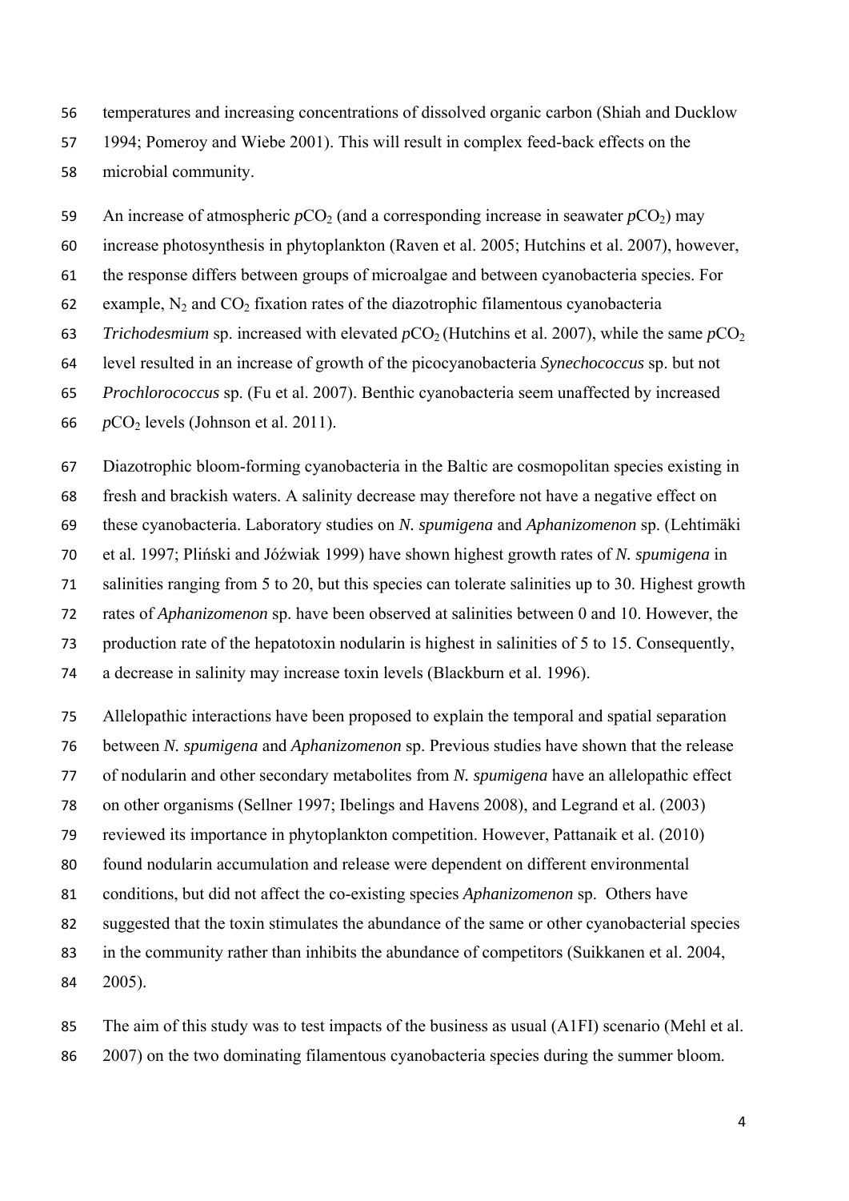temperatures and increasing concentrations of dissolved organic carbon (Shiah and Ducklow 1994; Pomeroy and Wiebe 2001). This will result in complex feed-back effects on the microbial community.

An increase of atmospheric $pCO_2$ (and a corresponding increase in seawater $pCO_2$) may increase photosynthesis in phytoplankton (Raven et al. 2005; Hutchins et al. 2007), however, the response differs between groups of microalgae and between cyanobacteria species. For example, $N_2$ and $CO_2$ fixation rates of the diazotrophic filamentous cyanobacteria *Trichodesmium* sp. increased with elevated $pCO_2$ (Hutchins et al. 2007), while the same $pCO_2$ level resulted in an increase of growth of the picocyanobacteria *Synechococcus* sp. but not *Prochlorococcus* sp. (Fu et al. 2007). Benthic cyanobacteria seem unaffected by increased $pCO_2$ levels (Johnson et al. 2011).

Diazotrophic bloom-forming cyanobacteria in the Baltic are cosmopolitan species existing in fresh and brackish waters. A salinity decrease may therefore not have a negative effect on these cyanobacteria. Laboratory studies on *N. spumigena* and *Aphanizomenon* sp. (Lehtimäki et al. 1997; Pliński and Jóźwiak 1999) have shown highest growth rates of *N. spumigena* in salinities ranging from 5 to 20, but this species can tolerate salinities up to 30. Highest growth rates of *Aphanizomenon* sp. have been observed at salinities between 0 and 10. However, the production rate of the hepatotoxin nodularin is highest in salinities of 5 to 15. Consequently, a decrease in salinity may increase toxin levels (Blackburn et al. 1996).

Allelopathic interactions have been proposed to explain the temporal and spatial separation between *N. spumigena* and *Aphanizomenon* sp. Previous studies have shown that the release of nodularin and other secondary metabolites from *N. spumigena* have an allelopathic effect on other organisms (Sellner 1997; Ibelings and Havens 2008), and Legrand et al. (2003) reviewed its importance in phytoplankton competition. However, Pattanaik et al. (2010) found nodularin accumulation and release were dependent on different environmental conditions, but did not affect the co-existing species *Aphanizomenon* sp. Others have suggested that the toxin stimulates the abundance of the same or other cyanobacterial species in the community rather than inhibits the abundance of competitors (Suikkanen et al. 2004, 2005).

The aim of this study was to test impacts of the business as usual (A1FI) scenario (Mehl et al. 2007) on the two dominating filamentous cyanobacteria species during the summer bloom.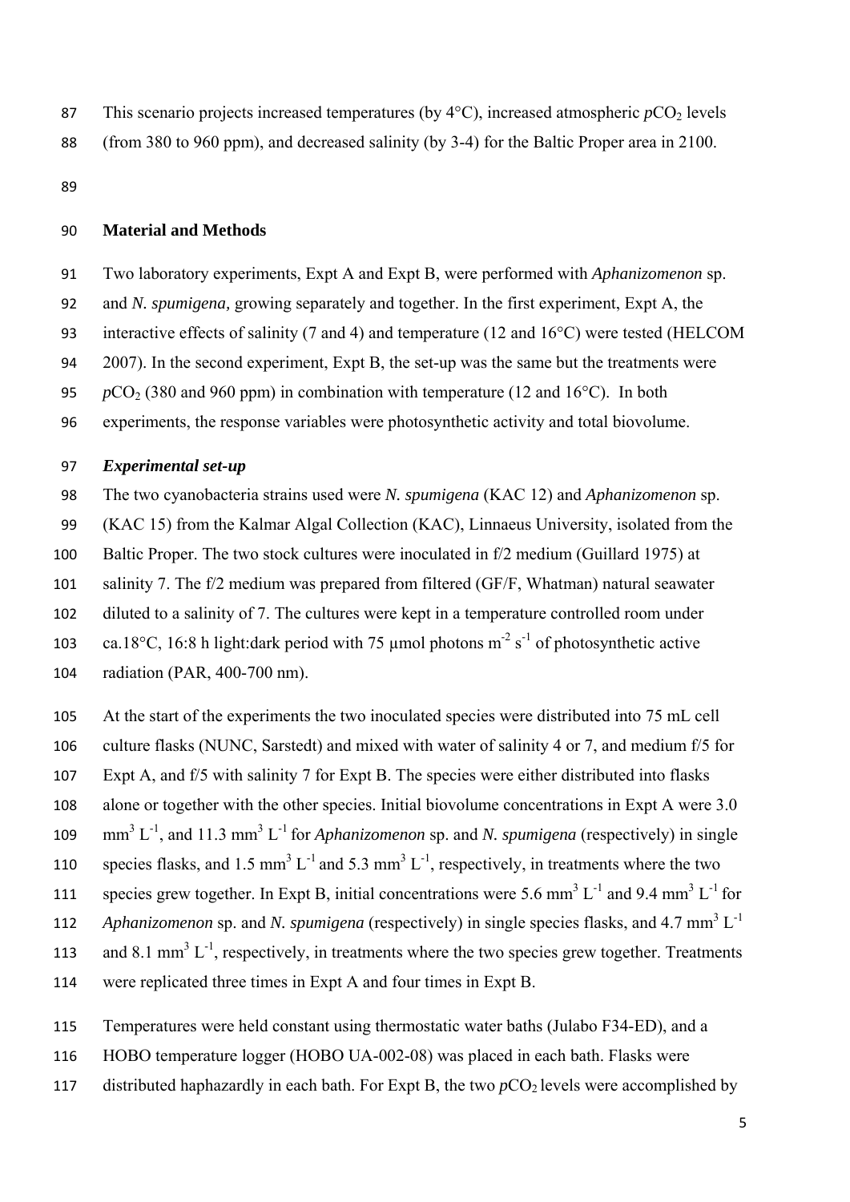This scenario projects increased temperatures (by 4°C), increased atmospheric $pCO_2$ levels (from 380 to 960 ppm), and decreased salinity (by 3-4) for the Baltic Proper area in 2100.

## Material and Methods

Two laboratory experiments, Expt A and Expt B, were performed with *Aphanizomenon* sp. and *N. spumigena,* growing separately and together. In the first experiment, Expt A, the interactive effects of salinity (7 and 4) and temperature (12 and 16°C) were tested (HELCOM 2007). In the second experiment, Expt B, the set-up was the same but the treatments were $pCO_2$ (380 and 960 ppm) in combination with temperature (12 and 16°C). In both experiments, the response variables were photosynthetic activity and total biovolume.

### *Experimental set-up*

The two cyanobacteria strains used were *N. spumigena* (KAC 12) and *Aphanizomenon* sp. (KAC 15) from the Kalmar Algal Collection (KAC), Linnaeus University, isolated from the Baltic Proper. The two stock cultures were inoculated in f/2 medium (Guillard 1975) at salinity 7. The f/2 medium was prepared from filtered (GF/F, Whatman) natural seawater diluted to a salinity of 7. The cultures were kept in a temperature controlled room under ca.18°C, 16:8 h light:dark period with 75 µmol photons $m^{-2}$ $s^{-1}$ of photosynthetic active radiation (PAR, 400-700 nm).

At the start of the experiments the two inoculated species were distributed into 75 mL cell culture flasks (NUNC, Sarstedt) and mixed with water of salinity 4 or 7, and medium f/5 for Expt A, and f/5 with salinity 7 for Expt B. The species were either distributed into flasks alone or together with the other species. Initial biovolume concentrations in Expt A were 3.0 $mm^3$ $L^{-1}$, and 11.3 $mm^3$ $L^{-1}$ for *Aphanizomenon* sp. and *N. spumigena* (respectively) in single species flasks, and 1.5 $mm^3$ $L^{-1}$ and 5.3 $mm^3$ $L^{-1}$, respectively, in treatments where the two species grew together. In Expt B, initial concentrations were 5.6 $mm^3$ $L^{-1}$ and 9.4 $mm^3$ $L^{-1}$ for *Aphanizomenon* sp. and *N. spumigena* (respectively) in single species flasks, and 4.7 $mm^3$ $L^{-1}$ and 8.1 $mm^3$ $L^{-1}$, respectively, in treatments where the two species grew together. Treatments were replicated three times in Expt A and four times in Expt B.

Temperatures were held constant using thermostatic water baths (Julabo F34-ED), and a HOBO temperature logger (HOBO UA-002-08) was placed in each bath. Flasks were distributed haphazardly in each bath. For Expt B, the two $pCO_2$ levels were accomplished by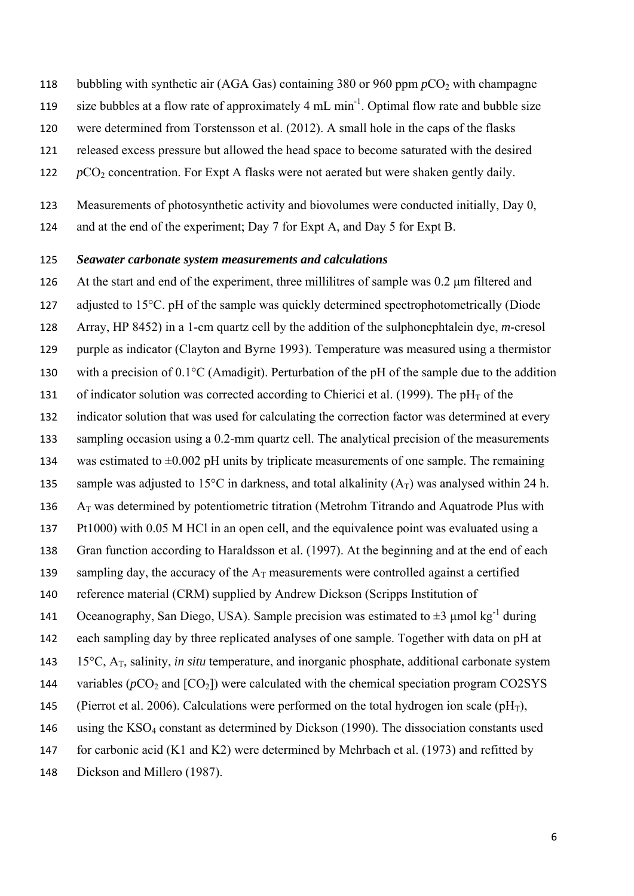bubbling with synthetic air (AGA Gas) containing 380 or 960 ppm $pCO_2$ with champagne size bubbles at a flow rate of approximately 4 mL $min^{-1}$. Optimal flow rate and bubble size were determined from Torstensson et al. (2012). A small hole in the caps of the flasks released excess pressure but allowed the head space to become saturated with the desired $pCO_2$ concentration. For Expt A flasks were not aerated but were shaken gently daily.

Measurements of photosynthetic activity and biovolumes were conducted initially, Day 0, and at the end of the experiment; Day 7 for Expt A, and Day 5 for Expt B.

***Seawater carbonate system measurements and calculations***

At the start and end of the experiment, three millilitres of sample was 0.2 μm filtered and adjusted to 15°C. pH of the sample was quickly determined spectrophotometrically (Diode Array, HP 8452) in a 1-cm quartz cell by the addition of the sulphonephtalein dye, *m*-cresol purple as indicator (Clayton and Byrne 1993). Temperature was measured using a thermistor with a precision of 0.1°C (Amadigit). Perturbation of the pH of the sample due to the addition of indicator solution was corrected according to Chierici et al. (1999). The $pH_T$ of the indicator solution that was used for calculating the correction factor was determined at every sampling occasion using a 0.2-mm quartz cell. The analytical precision of the measurements was estimated to ±0.002 pH units by triplicate measurements of one sample. The remaining sample was adjusted to 15°C in darkness, and total alkalinity ($A_T$) was analysed within 24 h. $A_T$ was determined by potentiometric titration (Metrohm Titrando and Aquatrode Plus with Pt1000) with 0.05 M HCl in an open cell, and the equivalence point was evaluated using a Gran function according to Haraldsson et al. (1997). At the beginning and at the end of each sampling day, the accuracy of the $A_T$ measurements were controlled against a certified reference material (CRM) supplied by Andrew Dickson (Scripps Institution of Oceanography, San Diego, USA). Sample precision was estimated to ±3 μmol $kg^{-1}$ during each sampling day by three replicated analyses of one sample. Together with data on pH at 15°C, $A_T$, salinity, *in situ* temperature, and inorganic phosphate, additional carbonate system variables ($pCO_2$ and $[CO_2]$) were calculated with the chemical speciation program CO2SYS (Pierrot et al. 2006). Calculations were performed on the total hydrogen ion scale ($pH_T$), using the $KSO_4$ constant as determined by Dickson (1990). The dissociation constants used for carbonic acid (K1 and K2) were determined by Mehrbach et al. (1973) and refitted by Dickson and Millero (1987).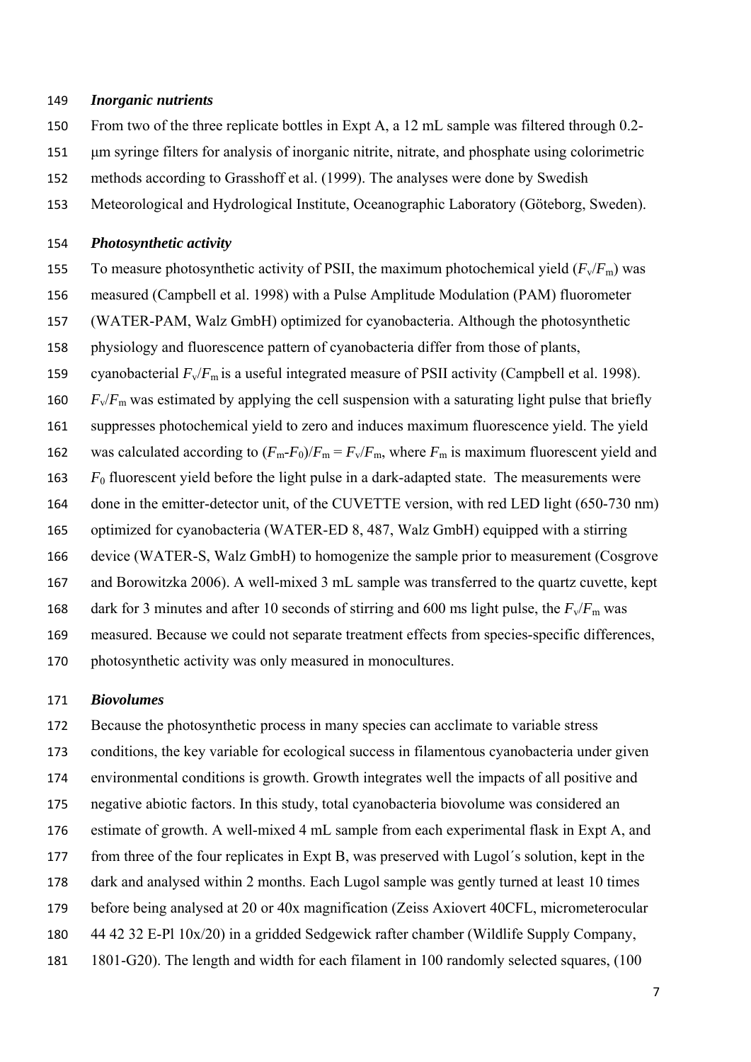### *Inorganic nutrients*

From two of the three replicate bottles in Expt A, a 12 mL sample was filtered through 0.2-µm syringe filters for analysis of inorganic nitrite, nitrate, and phosphate using colorimetric methods according to Grasshoff et al. (1999). The analyses were done by Swedish Meteorological and Hydrological Institute, Oceanographic Laboratory (Göteborg, Sweden).

### *Photosynthetic activity*

To measure photosynthetic activity of PSII, the maximum photochemical yield ($F_v/F_m$) was measured (Campbell et al. 1998) with a Pulse Amplitude Modulation (PAM) fluorometer (WATER-PAM, Walz GmbH) optimized for cyanobacteria. Although the photosynthetic physiology and fluorescence pattern of cyanobacteria differ from those of plants, cyanobacterial $F_v/F_m$ is a useful integrated measure of PSII activity (Campbell et al. 1998). $F_v/F_m$ was estimated by applying the cell suspension with a saturating light pulse that briefly suppresses photochemical yield to zero and induces maximum fluorescence yield. The yield was calculated according to $(F_m-F_0)/F_m = F_v/F_m$, where $F_m$ is maximum fluorescent yield and $F_0$ fluorescent yield before the light pulse in a dark-adapted state. The measurements were done in the emitter-detector unit, of the CUVETTE version, with red LED light (650-730 nm) optimized for cyanobacteria (WATER-ED 8, 487, Walz GmbH) equipped with a stirring device (WATER-S, Walz GmbH) to homogenize the sample prior to measurement (Cosgrove and Borowitzka 2006). A well-mixed 3 mL sample was transferred to the quartz cuvette, kept dark for 3 minutes and after 10 seconds of stirring and 600 ms light pulse, the $F_v/F_m$ was measured. Because we could not separate treatment effects from species-specific differences, photosynthetic activity was only measured in monocultures.

### *Biovolumes*

Because the photosynthetic process in many species can acclimate to variable stress conditions, the key variable for ecological success in filamentous cyanobacteria under given environmental conditions is growth. Growth integrates well the impacts of all positive and negative abiotic factors. In this study, total cyanobacteria biovolume was considered an estimate of growth. A well-mixed 4 mL sample from each experimental flask in Expt A, and from three of the four replicates in Expt B, was preserved with Lugol´s solution, kept in the dark and analysed within 2 months. Each Lugol sample was gently turned at least 10 times before being analysed at 20 or 40x magnification (Zeiss Axiovert 40CFL, micrometerocular 44 42 32 E-Pl 10x/20) in a gridded Sedgewick rafter chamber (Wildlife Supply Company, 1801-G20). The length and width for each filament in 100 randomly selected squares, (100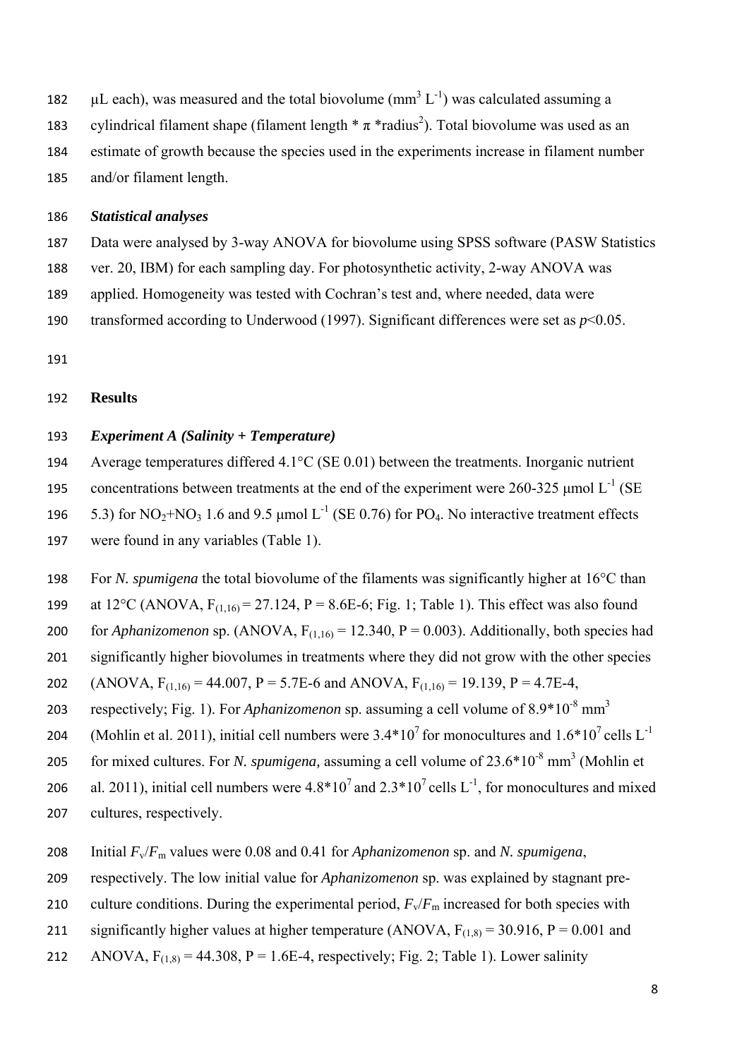μL each), was measured and the total biovolume ($mm^3$ $L^{-1}$) was calculated assuming a cylindrical filament shape (filament length * π *radius$^2$). Total biovolume was used as an estimate of growth because the species used in the experiments increase in filament number and/or filament length.

### *Statistical analyses*

Data were analysed by 3-way ANOVA for biovolume using SPSS software (PASW Statistics ver. 20, IBM) for each sampling day. For photosynthetic activity, 2-way ANOVA was applied. Homogeneity was tested with Cochran's test and, where needed, data were transformed according to Underwood (1997). Significant differences were set as $p<0.05$.

## Results

### *Experiment A (Salinity + Temperature)*

Average temperatures differed 4.1°C (SE 0.01) between the treatments. Inorganic nutrient concentrations between treatments at the end of the experiment were 260-325 μmol $L^{-1}$ (SE 5.3) for $NO_2$+$NO_3$ 1.6 and 9.5 μmol $L^{-1}$ (SE 0.76) for $PO_4$. No interactive treatment effects were found in any variables (Table 1).

For *N. spumigena* the total biovolume of the filaments was significantly higher at 16°C than at 12°C (ANOVA, $F_{(1,16)} = 27.124$, P = 8.6E-6; Fig. 1; Table 1). This effect was also found for *Aphanizomenon* sp. (ANOVA, $F_{(1,16)} = 12.340$, P = 0.003). Additionally, both species had significantly higher biovolumes in treatments where they did not grow with the other species (ANOVA, $F_{(1,16)} = 44.007$, P = 5.7E-6 and ANOVA, $F_{(1,16)} = 19.139$, P = 4.7E-4, respectively; Fig. 1). For *Aphanizomenon* sp. assuming a cell volume of $8.9*10^{-8}$ $mm^3$ (Mohlin et al. 2011), initial cell numbers were $3.4*10^7$ for monocultures and $1.6*10^7$ cells $L^{-1}$ for mixed cultures. For *N. spumigena,* assuming a cell volume of $23.6*10^{-8}$ $mm^3$ (Mohlin et al. 2011), initial cell numbers were $4.8*10^7$ and $2.3*10^7$ cells $L^{-1}$, for monocultures and mixed cultures, respectively.

Initial $F_v/F_m$ values were 0.08 and 0.41 for *Aphanizomenon* sp. and *N. spumigena*, respectively. The low initial value for *Aphanizomenon* sp. was explained by stagnant pre-culture conditions. During the experimental period, $F_v/F_m$ increased for both species with significantly higher values at higher temperature (ANOVA, $F_{(1,8)} = 30.916$, P = 0.001 and ANOVA, $F_{(1,8)} = 44.308$, P = 1.6E-4, respectively; Fig. 2; Table 1). Lower salinity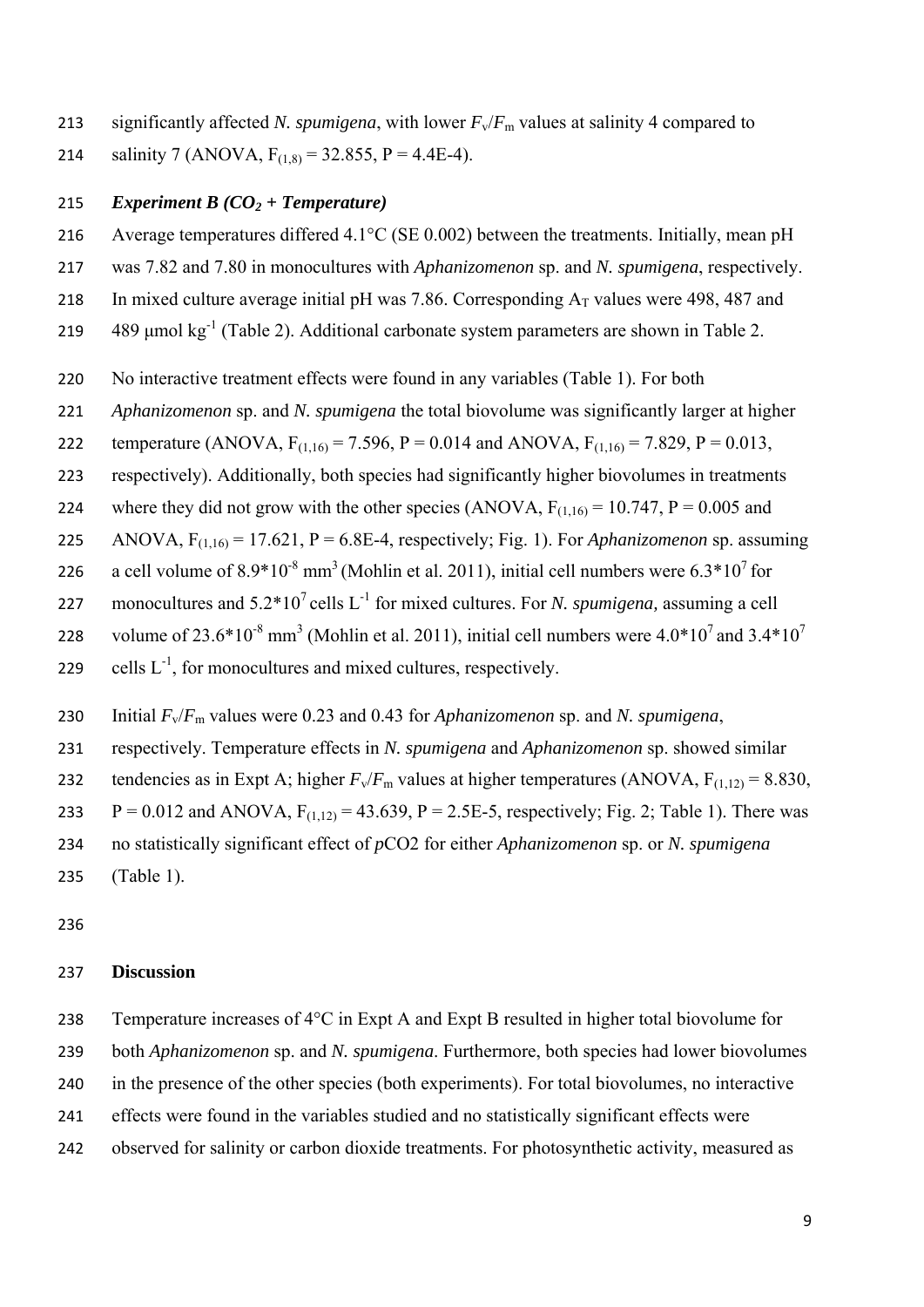significantly affected *N. spumigena*, with lower $F_v/F_m$ values at salinity 4 compared to salinity 7 (ANOVA, $F_{(1,8)} = 32.855$, P = 4.4E-4).

### *Experiment B ($CO_2$ + Temperature)*

Average temperatures differed 4.1°C (SE 0.002) between the treatments. Initially, mean pH was 7.82 and 7.80 in monocultures with *Aphanizomenon* sp. and *N. spumigena*, respectively. In mixed culture average initial pH was 7.86. Corresponding $A_T$ values were 498, 487 and 489 µmol $kg^{-1}$ (Table 2). Additional carbonate system parameters are shown in Table 2.

No interactive treatment effects were found in any variables (Table 1). For both *Aphanizomenon* sp. and *N. spumigena* the total biovolume was significantly larger at higher temperature (ANOVA, $F_{(1,16)} = 7.596$, P = 0.014 and ANOVA, $F_{(1,16)} = 7.829$, P = 0.013, respectively). Additionally, both species had significantly higher biovolumes in treatments where they did not grow with the other species (ANOVA, $F_{(1,16)} = 10.747$, P = 0.005 and ANOVA, $F_{(1,16)} = 17.621$, P = 6.8E-4, respectively; Fig. 1). For *Aphanizomenon* sp. assuming a cell volume of $8.9 \times 10^{-8}$ $mm^3$ (Mohlin et al. 2011), initial cell numbers were $6.3 \times 10^7$ for monocultures and $5.2 \times 10^7$ cells $L^{-1}$ for mixed cultures. For *N. spumigena,* assuming a cell volume of $23.6 \times 10^{-8}$ $mm^3$ (Mohlin et al. 2011), initial cell numbers were $4.0 \times 10^7$ and $3.4 \times 10^7$ cells $L^{-1}$, for monocultures and mixed cultures, respectively.

Initial $F_v/F_m$ values were 0.23 and 0.43 for *Aphanizomenon* sp. and *N. spumigena*, respectively. Temperature effects in *N. spumigena* and *Aphanizomenon* sp. showed similar tendencies as in Expt A; higher $F_v/F_m$ values at higher temperatures (ANOVA, $F_{(1,12)} = 8.830$, P = 0.012 and ANOVA, $F_{(1,12)} = 43.639$, P = 2.5E-5, respectively; Fig. 2; Table 1). There was no statistically significant effect of $pCO_2$ for either *Aphanizomenon* sp. or *N. spumigena* (Table 1).

## Discussion

Temperature increases of 4°C in Expt A and Expt B resulted in higher total biovolume for both *Aphanizomenon* sp. and *N. spumigena*. Furthermore, both species had lower biovolumes in the presence of the other species (both experiments). For total biovolumes, no interactive effects were found in the variables studied and no statistically significant effects were observed for salinity or carbon dioxide treatments. For photosynthetic activity, measured as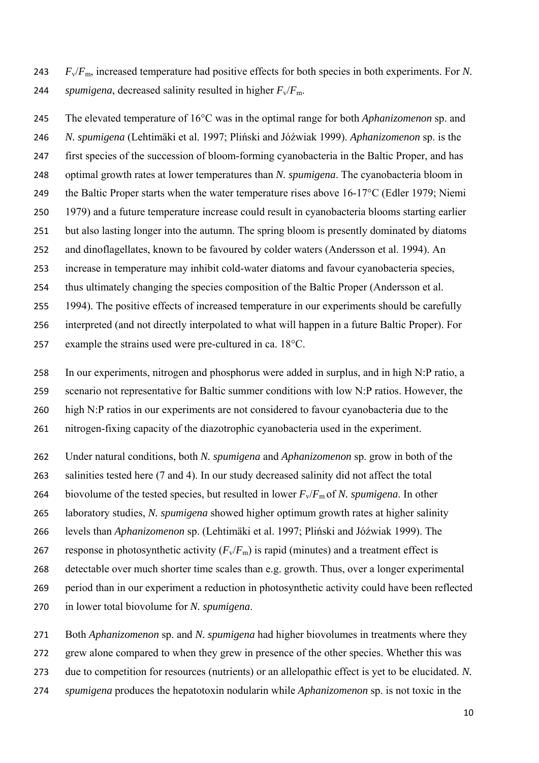$F_v/F_m$, increased temperature had positive effects for both species in both experiments. For *N. spumigena*, decreased salinity resulted in higher $F_v/F_m$.

The elevated temperature of 16°C was in the optimal range for both *Aphanizomenon* sp. and *N. spumigena* (Lehtimäki et al. 1997; Pliński and Jóźwiak 1999). *Aphanizomenon* sp. is the first species of the succession of bloom-forming cyanobacteria in the Baltic Proper, and has optimal growth rates at lower temperatures than *N. spumigena*. The cyanobacteria bloom in the Baltic Proper starts when the water temperature rises above 16-17°C (Edler 1979; Niemi 1979) and a future temperature increase could result in cyanobacteria blooms starting earlier but also lasting longer into the autumn. The spring bloom is presently dominated by diatoms and dinoflagellates, known to be favoured by colder waters (Andersson et al. 1994). An increase in temperature may inhibit cold-water diatoms and favour cyanobacteria species, thus ultimately changing the species composition of the Baltic Proper (Andersson et al. 1994). The positive effects of increased temperature in our experiments should be carefully interpreted (and not directly interpolated to what will happen in a future Baltic Proper). For example the strains used were pre-cultured in ca. 18°C.

In our experiments, nitrogen and phosphorus were added in surplus, and in high N:P ratio, a scenario not representative for Baltic summer conditions with low N:P ratios. However, the high N:P ratios in our experiments are not considered to favour cyanobacteria due to the nitrogen-fixing capacity of the diazotrophic cyanobacteria used in the experiment.

Under natural conditions, both *N. spumigena* and *Aphanizomenon* sp. grow in both of the salinities tested here (7 and 4). In our study decreased salinity did not affect the total biovolume of the tested species, but resulted in lower $F_v/F_m$ of *N. spumigena*. In other laboratory studies, *N. spumigena* showed higher optimum growth rates at higher salinity levels than *Aphanizomenon* sp. (Lehtimäki et al. 1997; Pliński and Jóźwiak 1999). The response in photosynthetic activity ($F_v/F_m$) is rapid (minutes) and a treatment effect is detectable over much shorter time scales than e.g. growth. Thus, over a longer experimental period than in our experiment a reduction in photosynthetic activity could have been reflected in lower total biovolume for *N. spumigena*.

Both *Aphanizomenon* sp. and *N. spumigena* had higher biovolumes in treatments where they grew alone compared to when they grew in presence of the other species. Whether this was due to competition for resources (nutrients) or an allelopathic effect is yet to be elucidated. *N. spumigena* produces the hepatotoxin nodularin while *Aphanizomenon* sp. is not toxic in the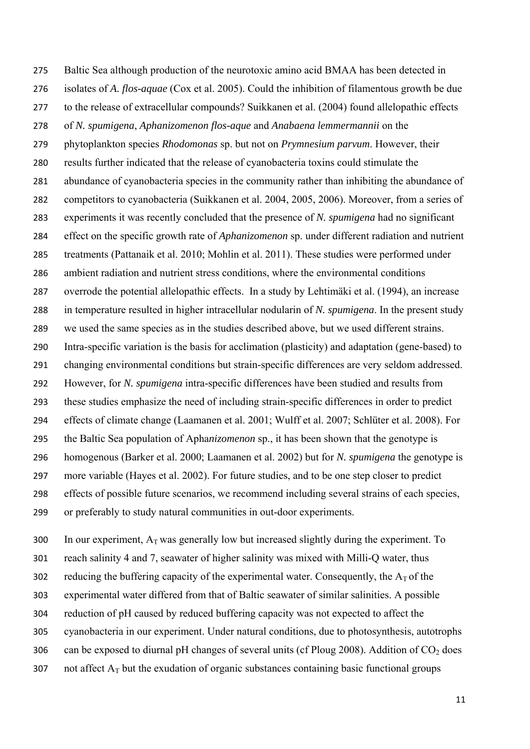Baltic Sea although production of the neurotoxic amino acid BMAA has been detected in isolates of *A. flos-aquae* (Cox et al. 2005). Could the inhibition of filamentous growth be due to the release of extracellular compounds? Suikkanen et al. (2004) found allelopathic effects of *N. spumigena*, *Aphanizomenon flos-aque* and *Anabaena lemmermannii* on the phytoplankton species *Rhodomonas* sp. but not on *Prymnesium parvum*. However, their results further indicated that the release of cyanobacteria toxins could stimulate the abundance of cyanobacteria species in the community rather than inhibiting the abundance of competitors to cyanobacteria (Suikkanen et al. 2004, 2005, 2006). Moreover, from a series of experiments it was recently concluded that the presence of *N. spumigena* had no significant effect on the specific growth rate of *Aphanizomenon* sp. under different radiation and nutrient treatments (Pattanaik et al. 2010; Mohlin et al. 2011). These studies were performed under ambient radiation and nutrient stress conditions, where the environmental conditions overrode the potential allelopathic effects. In a study by Lehtimäki et al. (1994), an increase in temperature resulted in higher intracellular nodularin of *N. spumigena*. In the present study we used the same species as in the studies described above, but we used different strains. Intra-specific variation is the basis for acclimation (plasticity) and adaptation (gene-based) to changing environmental conditions but strain-specific differences are very seldom addressed. However, for *N. spumigena* intra-specific differences have been studied and results from these studies emphasize the need of including strain-specific differences in order to predict effects of climate change (Laamanen et al. 2001; Wulff et al. 2007; Schlüter et al. 2008). For the Baltic Sea population of Apha*nizomenon* sp., it has been shown that the genotype is homogenous (Barker et al. 2000; Laamanen et al. 2002) but for *N. spumigena* the genotype is more variable (Hayes et al. 2002). For future studies, and to be one step closer to predict effects of possible future scenarios, we recommend including several strains of each species, or preferably to study natural communities in out-door experiments.

In our experiment, $A_T$ was generally low but increased slightly during the experiment. To reach salinity 4 and 7, seawater of higher salinity was mixed with Milli-Q water, thus reducing the buffering capacity of the experimental water. Consequently, the $A_T$ of the experimental water differed from that of Baltic seawater of similar salinities. A possible reduction of pH caused by reduced buffering capacity was not expected to affect the cyanobacteria in our experiment. Under natural conditions, due to photosynthesis, autotrophs can be exposed to diurnal pH changes of several units (cf Ploug 2008). Addition of $CO_2$ does not affect $A_T$ but the exudation of organic substances containing basic functional groups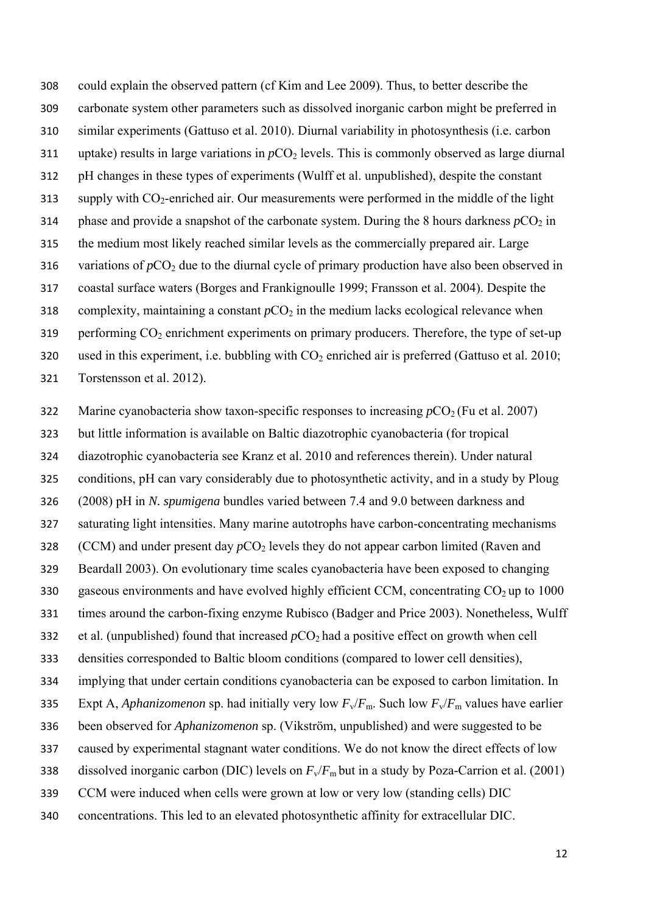could explain the observed pattern (cf Kim and Lee 2009). Thus, to better describe the carbonate system other parameters such as dissolved inorganic carbon might be preferred in similar experiments (Gattuso et al. 2010). Diurnal variability in photosynthesis (i.e. carbon uptake) results in large variations in $pCO_2$ levels. This is commonly observed as large diurnal pH changes in these types of experiments (Wulff et al. unpublished), despite the constant supply with $CO_2$-enriched air. Our measurements were performed in the middle of the light phase and provide a snapshot of the carbonate system. During the 8 hours darkness $pCO_2$ in the medium most likely reached similar levels as the commercially prepared air. Large variations of $pCO_2$ due to the diurnal cycle of primary production have also been observed in coastal surface waters (Borges and Frankignoulle 1999; Fransson et al. 2004). Despite the complexity, maintaining a constant $pCO_2$ in the medium lacks ecological relevance when performing $CO_2$ enrichment experiments on primary producers. Therefore, the type of set-up used in this experiment, i.e. bubbling with $CO_2$ enriched air is preferred (Gattuso et al. 2010; Torstensson et al. 2012).

Marine cyanobacteria show taxon-specific responses to increasing $pCO_2$ (Fu et al. 2007) but little information is available on Baltic diazotrophic cyanobacteria (for tropical diazotrophic cyanobacteria see Kranz et al. 2010 and references therein). Under natural conditions, pH can vary considerably due to photosynthetic activity, and in a study by Ploug (2008) pH in *N. spumigena* bundles varied between 7.4 and 9.0 between darkness and saturating light intensities. Many marine autotrophs have carbon-concentrating mechanisms (CCM) and under present day $pCO_2$ levels they do not appear carbon limited (Raven and Beardall 2003). On evolutionary time scales cyanobacteria have been exposed to changing gaseous environments and have evolved highly efficient CCM, concentrating $CO_2$ up to 1000 times around the carbon-fixing enzyme Rubisco (Badger and Price 2003). Nonetheless, Wulff et al. (unpublished) found that increased $pCO_2$ had a positive effect on growth when cell densities corresponded to Baltic bloom conditions (compared to lower cell densities), implying that under certain conditions cyanobacteria can be exposed to carbon limitation. In Expt A, *Aphanizomenon* sp. had initially very low $F_v/F_m$. Such low $F_v/F_m$ values have earlier been observed for *Aphanizomenon* sp. (Vikström, unpublished) and were suggested to be caused by experimental stagnant water conditions. We do not know the direct effects of low dissolved inorganic carbon (DIC) levels on $F_v/F_m$ but in a study by Poza-Carrion et al. (2001) CCM were induced when cells were grown at low or very low (standing cells) DIC concentrations. This led to an elevated photosynthetic affinity for extracellular DIC.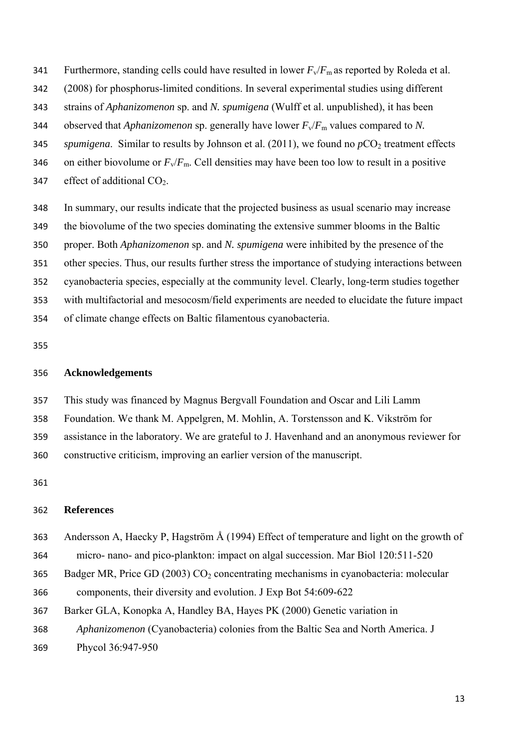Furthermore, standing cells could have resulted in lower $F_v/F_m$ as reported by Roleda et al. (2008) for phosphorus-limited conditions. In several experimental studies using different strains of *Aphanizomenon* sp. and *N. spumigena* (Wulff et al. unpublished), it has been observed that *Aphanizomenon* sp. generally have lower $F_v/F_m$ values compared to *N. spumigena*. Similar to results by Johnson et al. (2011), we found no $pCO_2$ treatment effects on either biovolume or $F_v/F_m$. Cell densities may have been too low to result in a positive effect of additional $CO_2$.

In summary, our results indicate that the projected business as usual scenario may increase the biovolume of the two species dominating the extensive summer blooms in the Baltic proper. Both *Aphanizomenon* sp. and *N. spumigena* were inhibited by the presence of the other species. Thus, our results further stress the importance of studying interactions between cyanobacteria species, especially at the community level. Clearly, long-term studies together with multifactorial and mesocosm/field experiments are needed to elucidate the future impact of climate change effects on Baltic filamentous cyanobacteria.

## Acknowledgements

This study was financed by Magnus Bergvall Foundation and Oscar and Lili Lamm Foundation. We thank M. Appelgren, M. Mohlin, A. Torstensson and K. Vikström for assistance in the laboratory. We are grateful to J. Havenhand and an anonymous reviewer for constructive criticism, improving an earlier version of the manuscript.

## References

Andersson A, Haecky P, Hagström Å (1994) Effect of temperature and light on the growth of micro- nano- and pico-plankton: impact on algal succession. Mar Biol 120:511-520

Badger MR, Price GD (2003) $CO_2$ concentrating mechanisms in cyanobacteria: molecular components, their diversity and evolution. J Exp Bot 54:609-622

Barker GLA, Konopka A, Handley BA, Hayes PK (2000) Genetic variation in *Aphanizomenon* (Cyanobacteria) colonies from the Baltic Sea and North America. J Phycol 36:947-950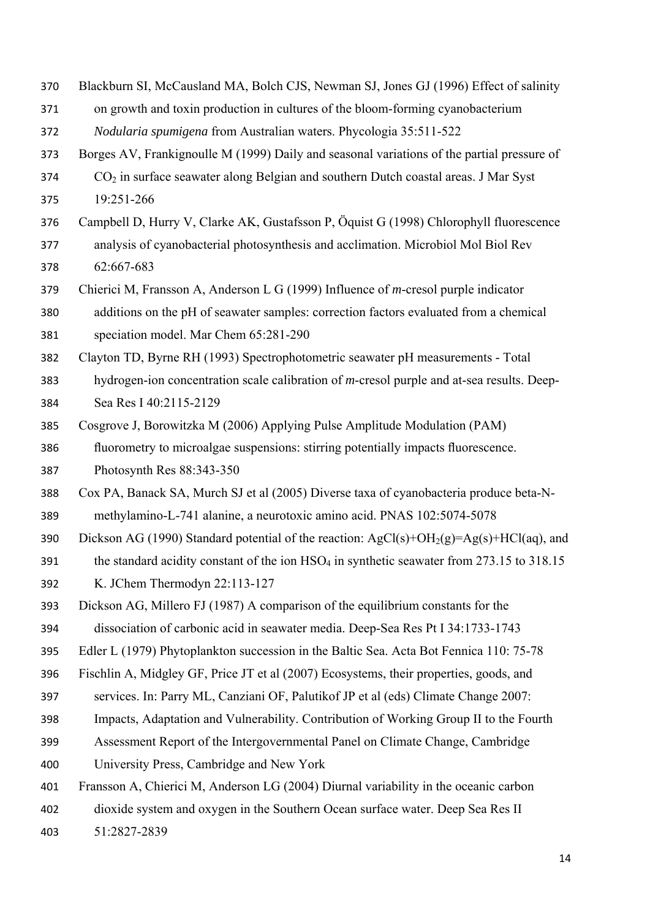Blackburn SI, McCausland MA, Bolch CJS, Newman SJ, Jones GJ (1996) Effect of salinity on growth and toxin production in cultures of the bloom-forming cyanobacterium *Nodularia spumigena* from Australian waters. Phycologia 35:511-522

Borges AV, Frankignoulle M (1999) Daily and seasonal variations of the partial pressure of $CO_2$ in surface seawater along Belgian and southern Dutch coastal areas. J Mar Syst 19:251-266

Campbell D, Hurry V, Clarke AK, Gustafsson P, Öquist G (1998) Chlorophyll fluorescence analysis of cyanobacterial photosynthesis and acclimation. Microbiol Mol Biol Rev 62:667-683

Chierici M, Fransson A, Anderson L G (1999) Influence of *m*-cresol purple indicator additions on the pH of seawater samples: correction factors evaluated from a chemical speciation model. Mar Chem 65:281-290

Clayton TD, Byrne RH (1993) Spectrophotometric seawater pH measurements - Total hydrogen-ion concentration scale calibration of *m*-cresol purple and at-sea results. Deep-Sea Res I 40:2115-2129

Cosgrove J, Borowitzka M (2006) Applying Pulse Amplitude Modulation (PAM) fluorometry to microalgae suspensions: stirring potentially impacts fluorescence. Photosynth Res 88:343-350

Cox PA, Banack SA, Murch SJ et al (2005) Diverse taxa of cyanobacteria produce beta-N-methylamino-L-741 alanine, a neurotoxic amino acid. PNAS 102:5074-5078

Dickson AG (1990) Standard potential of the reaction: $AgCl(s)+OH_2(g)=Ag(s)+HCl(aq)$, and the standard acidity constant of the ion $HSO_4$ in synthetic seawater from 273.15 to 318.15 K. JChem Thermodyn 22:113-127

Dickson AG, Millero FJ (1987) A comparison of the equilibrium constants for the dissociation of carbonic acid in seawater media. Deep-Sea Res Pt I 34:1733-1743

Edler L (1979) Phytoplankton succession in the Baltic Sea. Acta Bot Fennica 110: 75-78

Fischlin A, Midgley GF, Price JT et al (2007) Ecosystems, their properties, goods, and services. In: Parry ML, Canziani OF, Palutikof JP et al (eds) Climate Change 2007: Impacts, Adaptation and Vulnerability. Contribution of Working Group II to the Fourth Assessment Report of the Intergovernmental Panel on Climate Change, Cambridge University Press, Cambridge and New York

Fransson A, Chierici M, Anderson LG (2004) Diurnal variability in the oceanic carbon dioxide system and oxygen in the Southern Ocean surface water. Deep Sea Res II 51:2827-2839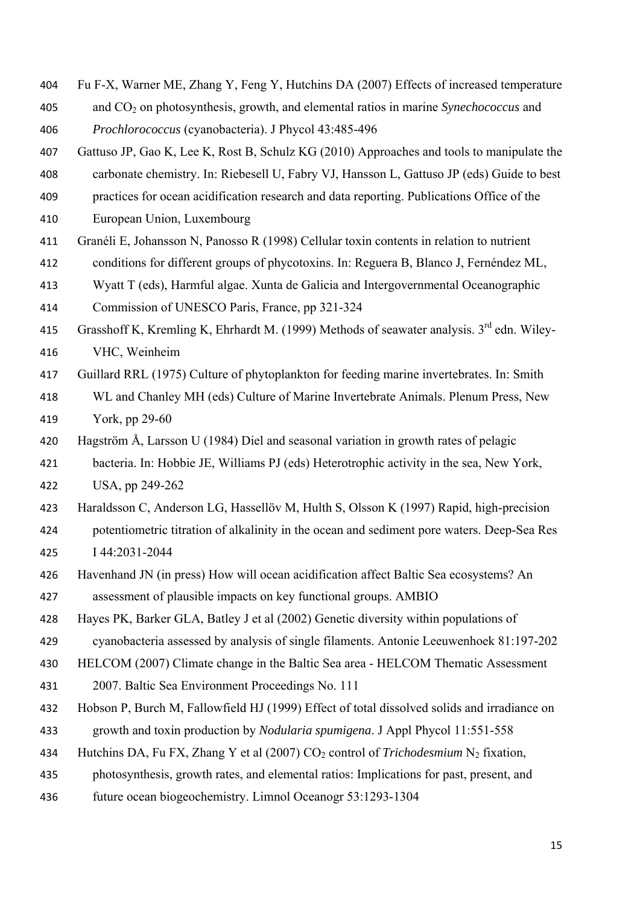Fu F-X, Warner ME, Zhang Y, Feng Y, Hutchins DA (2007) Effects of increased temperature and $CO_2$ on photosynthesis, growth, and elemental ratios in marine *Synechococcus* and *Prochlorococcus* (cyanobacteria). J Phycol 43:485-496

Gattuso JP, Gao K, Lee K, Rost B, Schulz KG (2010) Approaches and tools to manipulate the carbonate chemistry. In: Riebesell U, Fabry VJ, Hansson L, Gattuso JP (eds) Guide to best practices for ocean acidification research and data reporting. Publications Office of the European Union, Luxembourg

Granéli E, Johansson N, Panosso R (1998) Cellular toxin contents in relation to nutrient conditions for different groups of phycotoxins. In: Reguera B, Blanco J, Fernéndez ML, Wyatt T (eds), Harmful algae. Xunta de Galicia and Intergovernmental Oceanographic Commission of UNESCO Paris, France, pp 321-324

Grasshoff K, Kremling K, Ehrhardt M. (1999) Methods of seawater analysis. 3rd edn. Wiley-VHC, Weinheim

Guillard RRL (1975) Culture of phytoplankton for feeding marine invertebrates. In: Smith WL and Chanley MH (eds) Culture of Marine Invertebrate Animals. Plenum Press, New York, pp 29-60

Hagström Å, Larsson U (1984) Diel and seasonal variation in growth rates of pelagic bacteria. In: Hobbie JE, Williams PJ (eds) Heterotrophic activity in the sea, New York, USA, pp 249-262

Haraldsson C, Anderson LG, Hassellöv M, Hulth S, Olsson K (1997) Rapid, high-precision potentiometric titration of alkalinity in the ocean and sediment pore waters. Deep-Sea Res I 44:2031-2044

Havenhand JN (in press) How will ocean acidification affect Baltic Sea ecosystems? An assessment of plausible impacts on key functional groups. AMBIO

Hayes PK, Barker GLA, Batley J et al (2002) Genetic diversity within populations of cyanobacteria assessed by analysis of single filaments. Antonie Leeuwenhoek 81:197-202

HELCOM (2007) Climate change in the Baltic Sea area - HELCOM Thematic Assessment 2007. Baltic Sea Environment Proceedings No. 111

Hobson P, Burch M, Fallowfield HJ (1999) Effect of total dissolved solids and irradiance on growth and toxin production by *Nodularia spumigena*. J Appl Phycol 11:551-558

Hutchins DA, Fu FX, Zhang Y et al (2007) $CO_2$ control of *Trichodesmium* $N_2$ fixation, photosynthesis, growth rates, and elemental ratios: Implications for past, present, and future ocean biogeochemistry. Limnol Oceanogr 53:1293-1304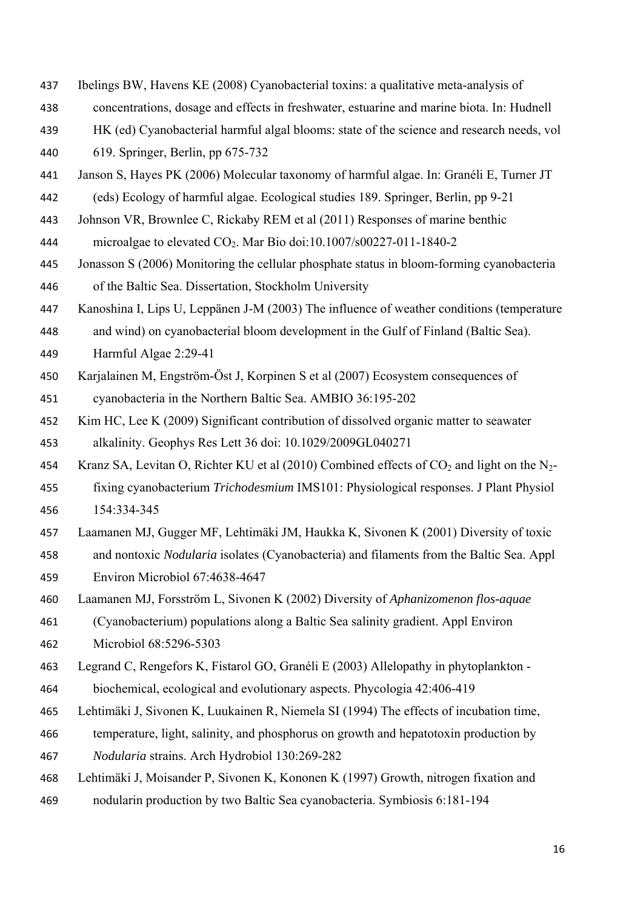Ibelings BW, Havens KE (2008) Cyanobacterial toxins: a qualitative meta-analysis of concentrations, dosage and effects in freshwater, estuarine and marine biota. In: Hudnell HK (ed) Cyanobacterial harmful algal blooms: state of the science and research needs, vol 619. Springer, Berlin, pp 675-732

Janson S, Hayes PK (2006) Molecular taxonomy of harmful algae. In: Granéli E, Turner JT (eds) Ecology of harmful algae. Ecological studies 189. Springer, Berlin, pp 9-21

Johnson VR, Brownlee C, Rickaby REM et al (2011) Responses of marine benthic microalgae to elevated $CO_2$. Mar Bio doi:10.1007/s00227-011-1840-2

Jonasson S (2006) Monitoring the cellular phosphate status in bloom-forming cyanobacteria of the Baltic Sea. Dissertation, Stockholm University

Kanoshina I, Lips U, Leppänen J-M (2003) The influence of weather conditions (temperature and wind) on cyanobacterial bloom development in the Gulf of Finland (Baltic Sea). Harmful Algae 2:29-41

Karjalainen M, Engström-Öst J, Korpinen S et al (2007) Ecosystem consequences of cyanobacteria in the Northern Baltic Sea. AMBIO 36:195-202

Kim HC, Lee K (2009) Significant contribution of dissolved organic matter to seawater alkalinity. Geophys Res Lett 36 doi: 10.1029/2009GL040271

Kranz SA, Levitan O, Richter KU et al (2010) Combined effects of $CO_2$ and light on the $N_2$-fixing cyanobacterium *Trichodesmium* IMS101: Physiological responses. J Plant Physiol 154:334-345

Laamanen MJ, Gugger MF, Lehtimäki JM, Haukka K, Sivonen K (2001) Diversity of toxic and nontoxic *Nodularia* isolates (Cyanobacteria) and filaments from the Baltic Sea. Appl Environ Microbiol 67:4638-4647

Laamanen MJ, Forsström L, Sivonen K (2002) Diversity of *Aphanizomenon flos-aquae* (Cyanobacterium) populations along a Baltic Sea salinity gradient. Appl Environ Microbiol 68:5296-5303

Legrand C, Rengefors K, Fistarol GO, Granéli E (2003) Allelopathy in phytoplankton - biochemical, ecological and evolutionary aspects. Phycologia 42:406-419

Lehtimäki J, Sivonen K, Luukainen R, Niemela SI (1994) The effects of incubation time, temperature, light, salinity, and phosphorus on growth and hepatotoxin production by *Nodularia* strains. Arch Hydrobiol 130:269-282

Lehtimäki J, Moisander P, Sivonen K, Kononen K (1997) Growth, nitrogen fixation and nodularin production by two Baltic Sea cyanobacteria. Symbiosis 6:181-194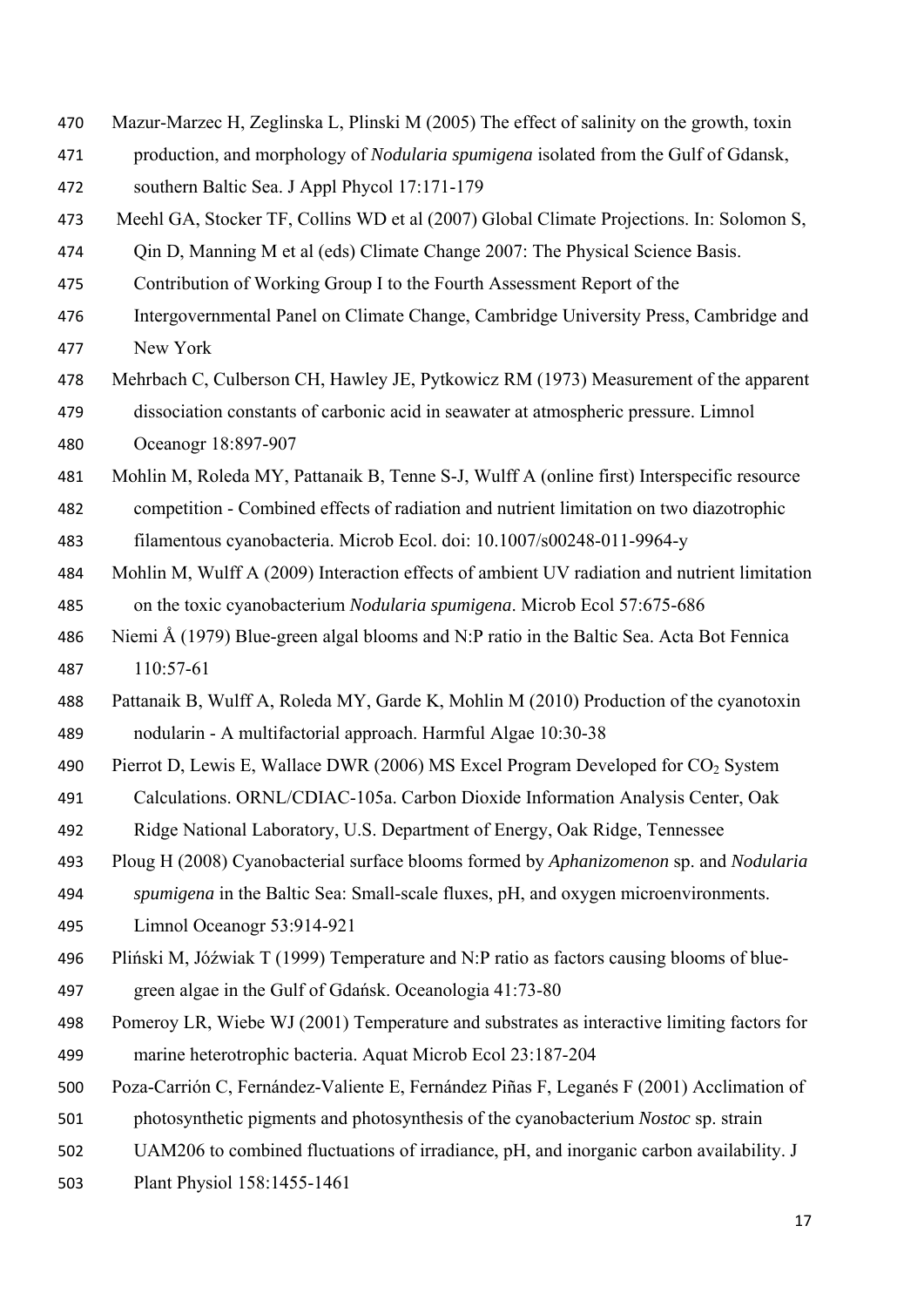Mazur-Marzec H, Zeglinska L, Plinski M (2005) The effect of salinity on the growth, toxin production, and morphology of *Nodularia spumigena* isolated from the Gulf of Gdansk, southern Baltic Sea. J Appl Phycol 17:171-179

Meehl GA, Stocker TF, Collins WD et al (2007) Global Climate Projections. In: Solomon S, Qin D, Manning M et al (eds) Climate Change 2007: The Physical Science Basis. Contribution of Working Group I to the Fourth Assessment Report of the Intergovernmental Panel on Climate Change, Cambridge University Press, Cambridge and New York

Mehrbach C, Culberson CH, Hawley JE, Pytkowicz RM (1973) Measurement of the apparent dissociation constants of carbonic acid in seawater at atmospheric pressure. Limnol Oceanogr 18:897-907

Mohlin M, Roleda MY, Pattanaik B, Tenne S-J, Wulff A (online first) Interspecific resource competition - Combined effects of radiation and nutrient limitation on two diazotrophic filamentous cyanobacteria. Microb Ecol. doi: 10.1007/s00248-011-9964-y

Mohlin M, Wulff A (2009) Interaction effects of ambient UV radiation and nutrient limitation on the toxic cyanobacterium *Nodularia spumigena*. Microb Ecol 57:675-686

Niemi Å (1979) Blue-green algal blooms and N:P ratio in the Baltic Sea. Acta Bot Fennica 110:57-61

Pattanaik B, Wulff A, Roleda MY, Garde K, Mohlin M (2010) Production of the cyanotoxin nodularin - A multifactorial approach. Harmful Algae 10:30-38

Pierrot D, Lewis E, Wallace DWR (2006) MS Excel Program Developed for $CO_2$ System Calculations. ORNL/CDIAC-105a. Carbon Dioxide Information Analysis Center, Oak Ridge National Laboratory, U.S. Department of Energy, Oak Ridge, Tennessee

Ploug H (2008) Cyanobacterial surface blooms formed by *Aphanizomenon* sp. and *Nodularia spumigena* in the Baltic Sea: Small-scale fluxes, pH, and oxygen microenvironments. Limnol Oceanogr 53:914-921

Pliński M, Jóźwiak T (1999) Temperature and N:P ratio as factors causing blooms of blue-green algae in the Gulf of Gdańsk. Oceanologia 41:73-80

Pomeroy LR, Wiebe WJ (2001) Temperature and substrates as interactive limiting factors for marine heterotrophic bacteria. Aquat Microb Ecol 23:187-204

Poza-Carrión C, Fernández-Valiente E, Fernández Piñas F, Leganés F (2001) Acclimation of photosynthetic pigments and photosynthesis of the cyanobacterium *Nostoc* sp. strain UAM206 to combined fluctuations of irradiance, pH, and inorganic carbon availability. J Plant Physiol 158:1455-1461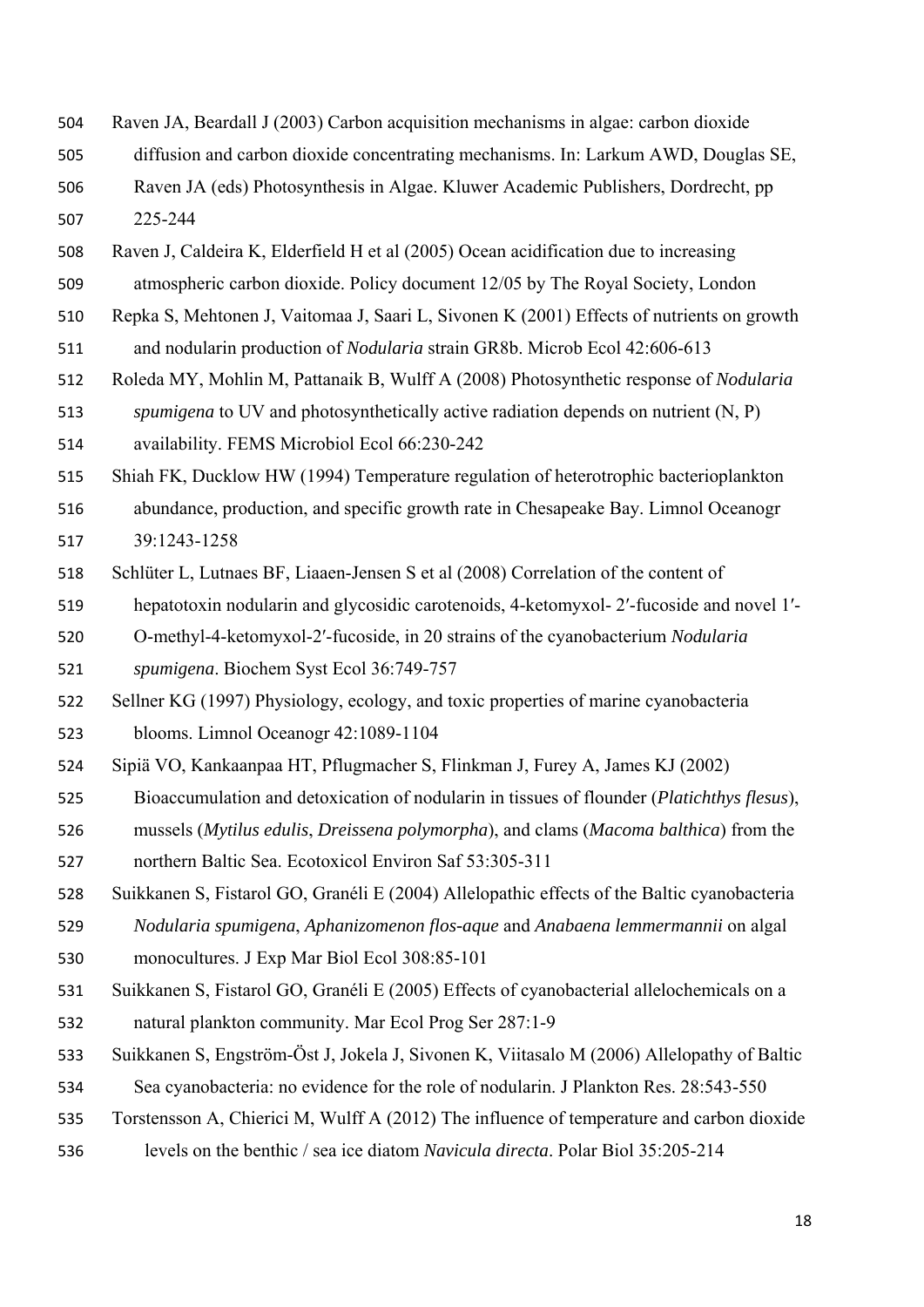Raven JA, Beardall J (2003) Carbon acquisition mechanisms in algae: carbon dioxide diffusion and carbon dioxide concentrating mechanisms. In: Larkum AWD, Douglas SE, Raven JA (eds) Photosynthesis in Algae. Kluwer Academic Publishers, Dordrecht, pp 225-244

Raven J, Caldeira K, Elderfield H et al (2005) Ocean acidification due to increasing atmospheric carbon dioxide. Policy document 12/05 by The Royal Society, London

Repka S, Mehtonen J, Vaitomaa J, Saari L, Sivonen K (2001) Effects of nutrients on growth and nodularin production of *Nodularia* strain GR8b. Microb Ecol 42:606-613

Roleda MY, Mohlin M, Pattanaik B, Wulff A (2008) Photosynthetic response of *Nodularia spumigena* to UV and photosynthetically active radiation depends on nutrient (N, P) availability. FEMS Microbiol Ecol 66:230-242

Shiah FK, Ducklow HW (1994) Temperature regulation of heterotrophic bacterioplankton abundance, production, and specific growth rate in Chesapeake Bay. Limnol Oceanogr 39:1243-1258

Schlüter L, Lutnaes BF, Liaaen-Jensen S et al (2008) Correlation of the content of hepatotoxin nodularin and glycosidic carotenoids, 4-ketomyxol- 2′-fucoside and novel 1′-O-methyl-4-ketomyxol-2′-fucoside, in 20 strains of the cyanobacterium *Nodularia spumigena*. Biochem Syst Ecol 36:749-757

Sellner KG (1997) Physiology, ecology, and toxic properties of marine cyanobacteria blooms. Limnol Oceanogr 42:1089-1104

Sipiä VO, Kankaanpaa HT, Pflugmacher S, Flinkman J, Furey A, James KJ (2002) Bioaccumulation and detoxication of nodularin in tissues of flounder (*Platichthys flesus*), mussels (*Mytilus edulis*, *Dreissena polymorpha*), and clams (*Macoma balthica*) from the northern Baltic Sea. Ecotoxicol Environ Saf 53:305-311

Suikkanen S, Fistarol GO, Granéli E (2004) Allelopathic effects of the Baltic cyanobacteria *Nodularia spumigena*, *Aphanizomenon flos-aque* and *Anabaena lemmermannii* on algal monocultures. J Exp Mar Biol Ecol 308:85-101

Suikkanen S, Fistarol GO, Granéli E (2005) Effects of cyanobacterial allelochemicals on a natural plankton community. Mar Ecol Prog Ser 287:1-9

Suikkanen S, Engström-Öst J, Jokela J, Sivonen K, Viitasalo M (2006) Allelopathy of Baltic Sea cyanobacteria: no evidence for the role of nodularin. J Plankton Res. 28:543-550

Torstensson A, Chierici M, Wulff A (2012) The influence of temperature and carbon dioxide levels on the benthic / sea ice diatom *Navicula directa*. Polar Biol 35:205-214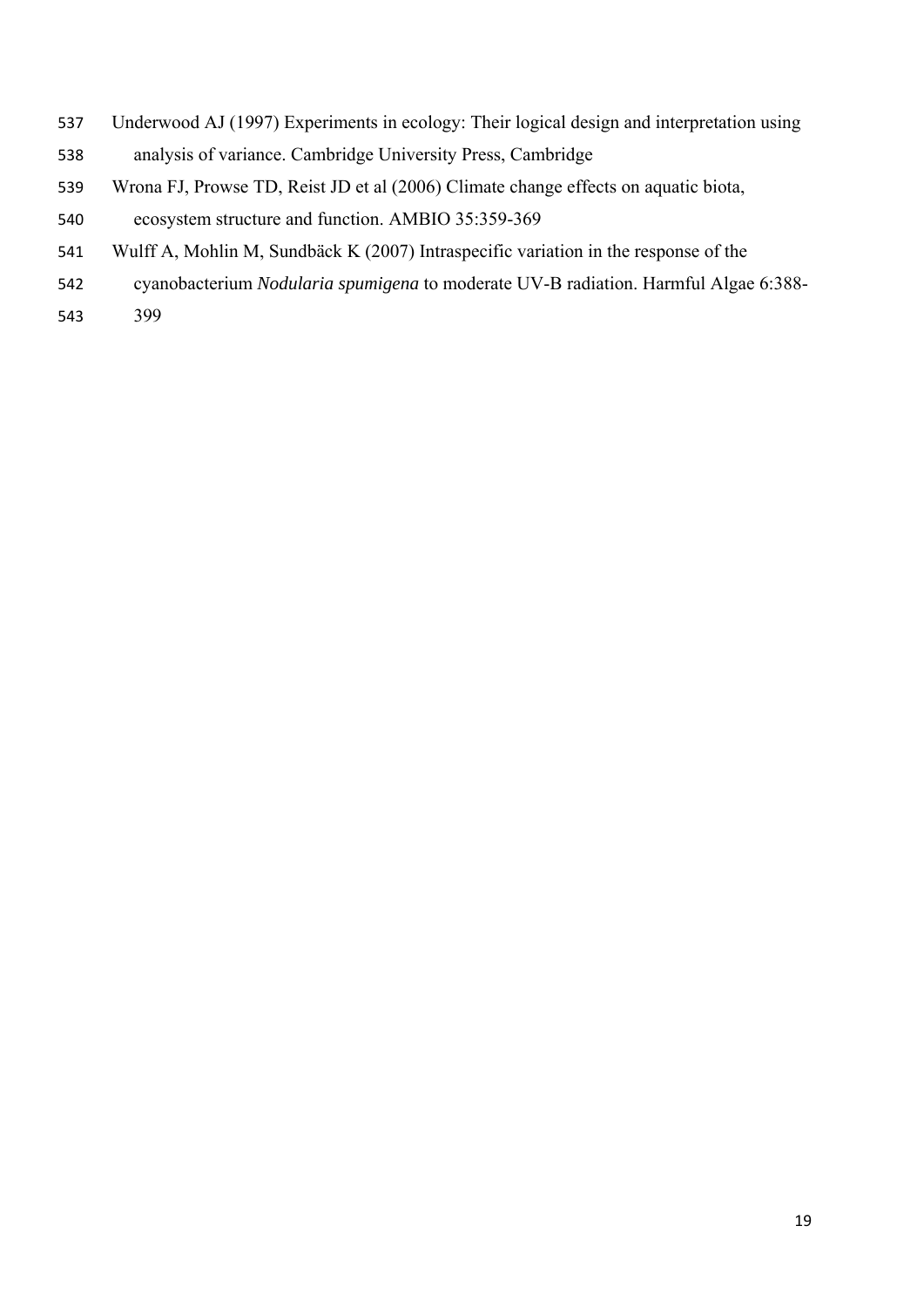Underwood AJ (1997) Experiments in ecology: Their logical design and interpretation using analysis of variance. Cambridge University Press, Cambridge

Wrona FJ, Prowse TD, Reist JD et al (2006) Climate change effects on aquatic biota, ecosystem structure and function. AMBIO 35:359-369

Wulff A, Mohlin M, Sundbäck K (2007) Intraspecific variation in the response of the cyanobacterium *Nodularia spumigena* to moderate UV-B radiation. Harmful Algae 6:388-399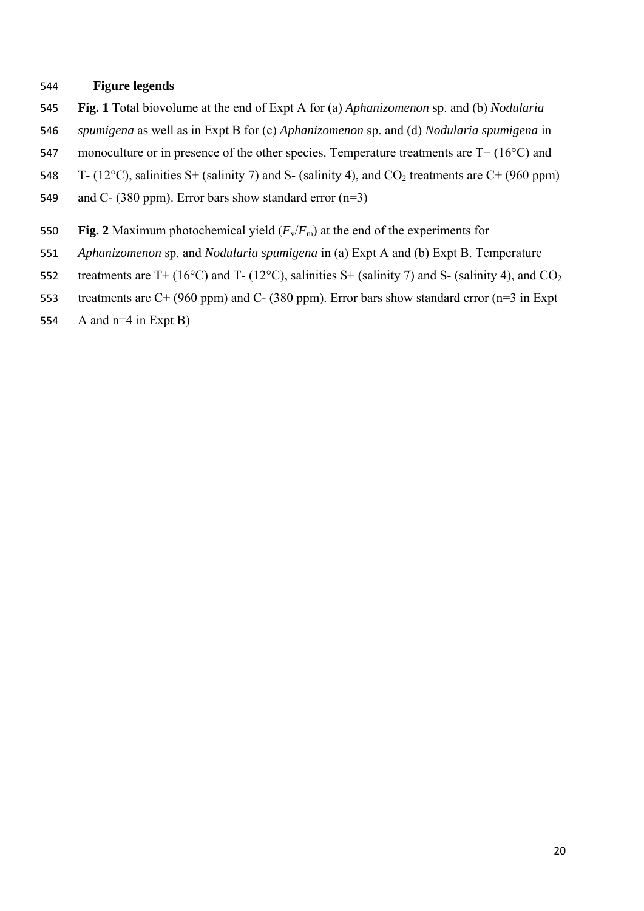## Figure legends

**Fig. 1** Total biovolume at the end of Expt A for (a) *Aphanizomenon* sp. and (b) *Nodularia spumigena* as well as in Expt B for (c) *Aphanizomenon* sp. and (d) *Nodularia spumigena* in monoculture or in presence of the other species. Temperature treatments are T+ (16°C) and T- (12°C), salinities S+ (salinity 7) and S- (salinity 4), and $CO_2$ treatments are C+ (960 ppm) and C- (380 ppm). Error bars show standard error (n=3)

**Fig. 2** Maximum photochemical yield ($F_v/F_m$) at the end of the experiments for *Aphanizomenon* sp. and *Nodularia spumigena* in (a) Expt A and (b) Expt B. Temperature treatments are T+ (16°C) and T- (12°C), salinities S+ (salinity 7) and S- (salinity 4), and $CO_2$ treatments are C+ (960 ppm) and C- (380 ppm). Error bars show standard error (n=3 in Expt A and n=4 in Expt B)